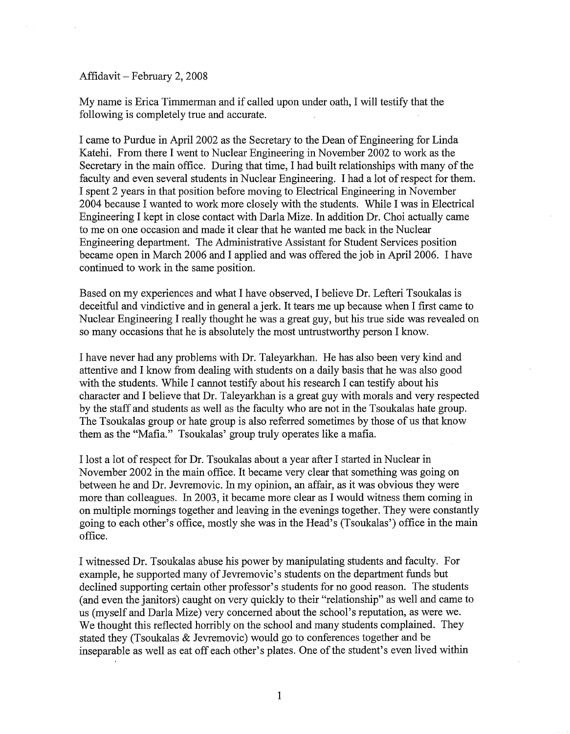Affidavit – February 2, 2008

My name is Erica Timmerman and if called upon under oath, I will testify that the following is completely true and accurate.

I came to Purdue in April 2002 as the Secretary to the Dean of Engineering for Linda Katehi. From there I went to Nuclear Engineering in November 2002 to work as the Secretary in the main office. During that time, I had built relationships with many of the faculty and even several students in Nuclear Engineering. I had a lot of respect for them. I spent 2 years in that position before moving to Electrical Engineering in November 2004 because I wanted to work more closely with the students. While I was in Electrical Engineering I kept in close contact with Darla Mize. In addition Dr. Choi actually came to me on one occasion and made it clear that he wanted me back in the Nuclear Engineering department. The Administrative Assistant for Student Services position became open in March 2006 and I applied and was offered the job in April 2006. I have continued to work in the same position.

Based on my experiences and what I have observed, I believe Dr. Lefteri Tsoukalas is deceitful and vindictive and in general a jerk. It tears me up because when I first came to Nuclear Engineering I really thought he was a great guy, but his true side was revealed on so many occasions that he is absolutely the most untrustworthy person I know.

I have never had any problems with Dr. Taleyarkhan. He has also been very kind and attentive and I know from dealing with students on a daily basis that he was also good with the students. While I cannot testify about his research I can testify about his character and I believe that Dr. Taleyarkhan is a great guy with morals and very respected by the staff and students as well as the faculty who are not in the Tsoukalas hate group. The Tsoukalas group or hate group is also referred sometimes by those of us that know them as the "Mafia." Tsoukalas' group truly operates like a mafia.

I lost a lot of respect for Dr. Tsoukalas about a year after I started in Nuclear in November 2002 in the main office. It became very clear that something was going on between he and Dr. Jevremovic. In my opinion, an affair, as it was obvious they were more than colleagues. In 2003, it became more clear as I would witness them coming in on multiple mornings together and leaving in the evenings together. They were constantly going to each other's office, mostly she was in the Head's (Tsoukalas') office in the main office.

I witnessed Dr. Tsoukalas abuse his power by manipulating students and faculty. For example, he supported many of Jevremovic's students on the department funds but declined supporting certain other professor's students for no good reason. The students (and even the janitors) caught on very quickly to their "relationship" as well and came to us (myself and Darla Mize) very concerned about the school's reputation, as were we. We thought this reflected horribly on the school and many students complained. They stated they (Tsoukalas & Jevremovic) would go to conferences together and be inseparable as well as eat off each other's plates. One of the student's even lived within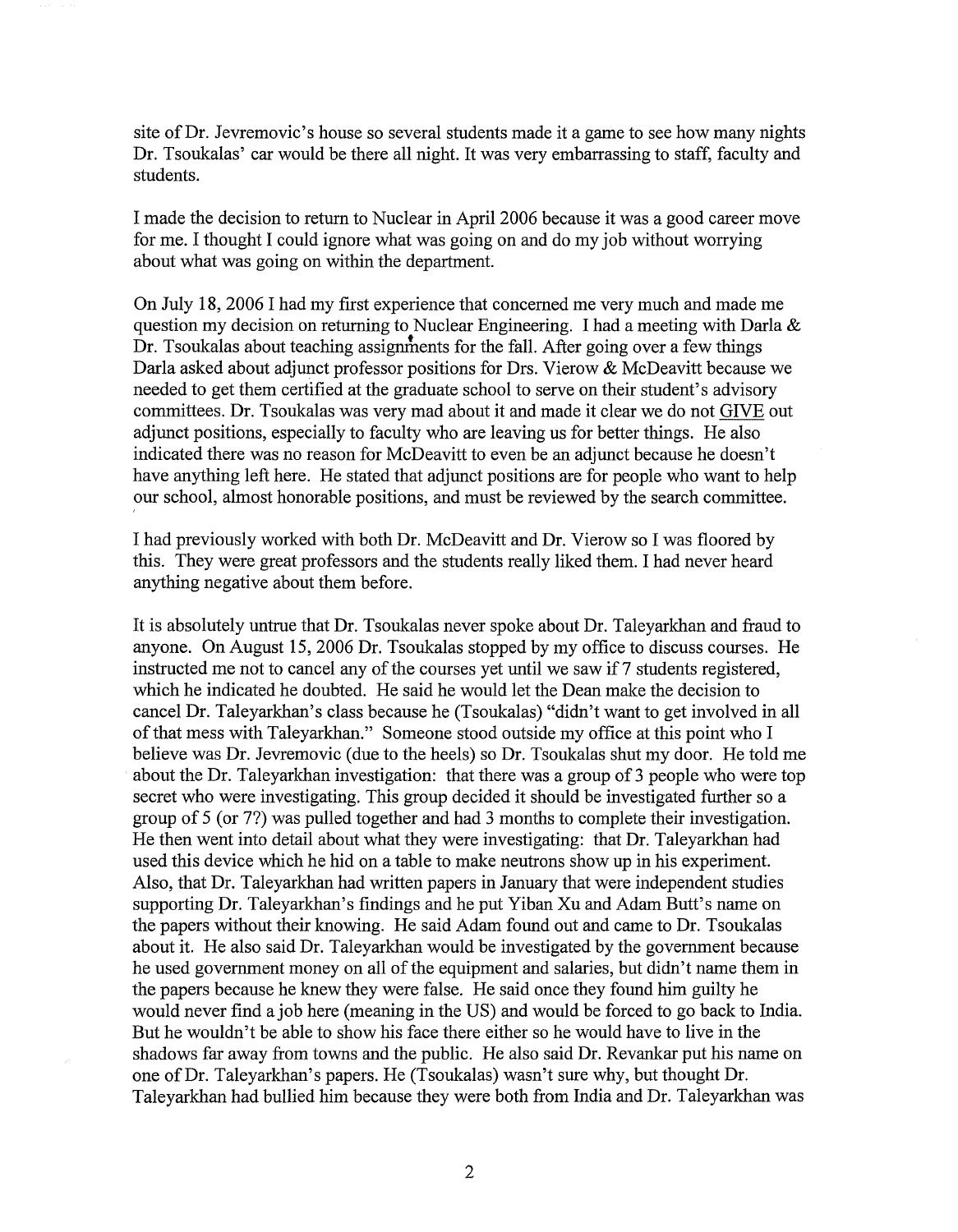site of Dr. Jevremovic's house so several students made it a game to see how many nights Dr. Tsoukalas' car would be there all night. It was very embarrassing to staff, faculty and students.

I made the decision to return to Nuclear in April 2006 because it was a good career move for me. I thought I could ignore what was going on and do my job without worrying about what was going on within the department.

On July 18, 2006 I had my first experience that concerned me very much and made me question my decision on returning to Nuclear Engineering. I had a meeting with Darla & Dr. Tsoukalas about teaching assignments for the fall. After going over a few things Darla asked about adjunct professor positions for Drs. Vierow & McDeavitt because we needed to get them certified at the graduate school to serve on their student's advisory committees. Dr. Tsoukalas was very mad about it and made it clear we do not <u>GIVE</u> out adjunct positions, especially to faculty who are leaving us for better things. He also indicated there was no reason for McDeavitt to even be an adjunct because he doesn't have anything left here. He stated that adjunct positions are for people who want to help our school, almost honorable positions, and must be reviewed by the search committee.

I had previously worked with both Dr. McDeavitt and Dr. Vierow so I was floored by this. They were great professors and the students really liked them. I had never heard anything negative about them before.

It is absolutely untrue that Dr. Tsoukalas never spoke about Dr. Taleyarkhan and fraud to anyone. On August 15, 2006 Dr. Tsoukalas stopped by my office to discuss courses. He instructed me not to cancel any of the courses yet until we saw if 7 students registered, which he indicated he doubted. He said he would let the Dean make the decision to cancel Dr. Taleyarkhan's class because he (Tsoukalas) "didn't want to get involved in all of that mess with Taleyarkhan." Someone stood outside my office at this point who I believe was Dr. Jevremovic (due to the heels) so Dr. Tsoukalas shut my door. He told me about the Dr. Taleyarkhan investigation: that there was a group of 3 people who were top secret who were investigating. This group decided it should be investigated further so a group of 5 (or 7?) was pulled together and had 3 months to complete their investigation. He then went into detail about what they were investigating: that Dr. Taleyarkhan had used this device which he hid on a table to make neutrons show up in his experiment. Also, that Dr. Taleyarkhan had written papers in January that were independent studies supporting Dr. Taleyarkhan's findings and he put Yiban Xu and Adam Butt's name on the papers without their knowing. He said Adam found out and came to Dr. Tsoukalas about it. He also said Dr. Taleyarkhan would be investigated by the government because he used government money on all of the equipment and salaries, but didn't name them in the papers because he knew they were false. He said once they found him guilty he would never find a job here (meaning in the US) and would be forced to go back to India. But he wouldn't be able to show his face there either so he would have to live in the shadows far away from towns and the public. He also said Dr. Revankar put his name on one of Dr. Taleyarkhan's papers. He (Tsoukalas) wasn't sure why, but thought Dr. Taleyarkhan had bullied him because they were both from India and Dr. Taleyarkhan was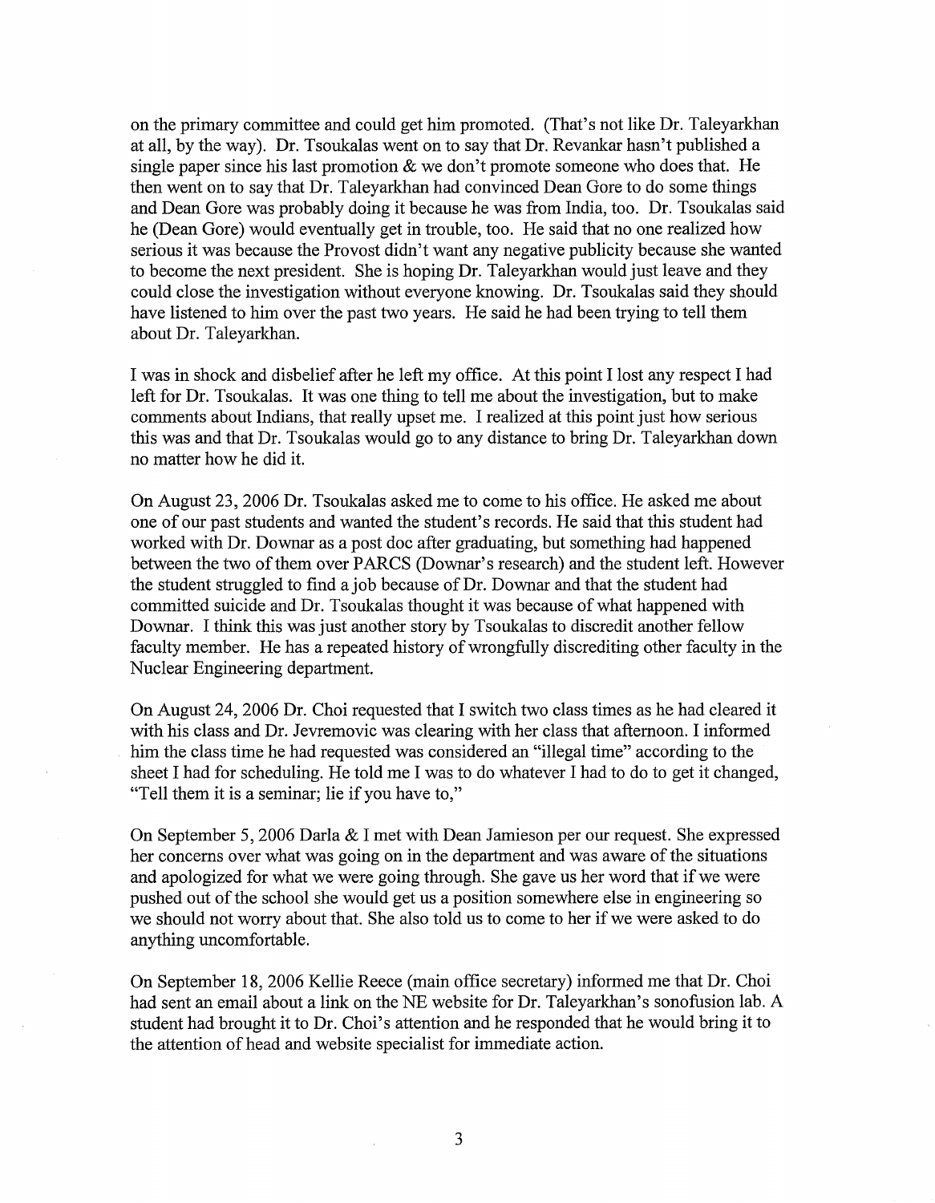on the primary committee and could get him promoted. (That's not like Dr. Taleyarkhan at all, by the way). Dr. Tsoukalas went on to say that Dr. Revankar hasn't published a single paper since his last promotion & we don't promote someone who does that. He then went on to say that Dr. Taleyarkhan had convinced Dean Gore to do some things and Dean Gore was probably doing it because he was from India, too. Dr. Tsoukalas said he (Dean Gore) would eventually get in trouble, too. He said that no one realized how serious it was because the Provost didn't want any negative publicity because she wanted to become the next president. She is hoping Dr. Taleyarkhan would just leave and they could close the investigation without everyone knowing. Dr. Tsoukalas said they should have listened to him over the past two years. He said he had been trying to tell them about Dr. Taleyarkhan.

I was in shock and disbelief after he left my office. At this point I lost any respect I had left for Dr. Tsoukalas. It was one thing to tell me about the investigation, but to make comments about Indians, that really upset me. I realized at this point just how serious this was and that Dr. Tsoukalas would go to any distance to bring Dr. Taleyarkhan down no matter how he did it.

On August 23, 2006 Dr. Tsoukalas asked me to come to his office. He asked me about one of our past students and wanted the student's records. He said that this student had worked with Dr. Downar as a post doc after graduating, but something had happened between the two of them over PARCS (Downar's research) and the student left. However the student struggled to find a job because of Dr. Downar and that the student had committed suicide and Dr. Tsoukalas thought it was because of what happened with Downar. I think this was just another story by Tsoukalas to discredit another fellow faculty member. He has a repeated history of wrongfully discrediting other faculty in the Nuclear Engineering department.

On August 24, 2006 Dr. Choi requested that I switch two class times as he had cleared it with his class and Dr. Jevremovic was clearing with her class that afternoon. I informed him the class time he had requested was considered an "illegal time" according to the sheet I had for scheduling. He told me I was to do whatever I had to do to get it changed, "Tell them it is a seminar; lie if you have to,"

On September 5, 2006 Darla & I met with Dean Jamieson per our request. She expressed her concerns over what was going on in the department and was aware of the situations and apologized for what we were going through. She gave us her word that if we were pushed out of the school she would get us a position somewhere else in engineering so we should not worry about that. She also told us to come to her if we were asked to do anything uncomfortable.

On September 18, 2006 Kellie Reece (main office secretary) informed me that Dr. Choi had sent an email about a link on the NE website for Dr. Taleyarkhan's sonofusion lab. A student had brought it to Dr. Choi's attention and he responded that he would bring it to the attention of head and website specialist for immediate action.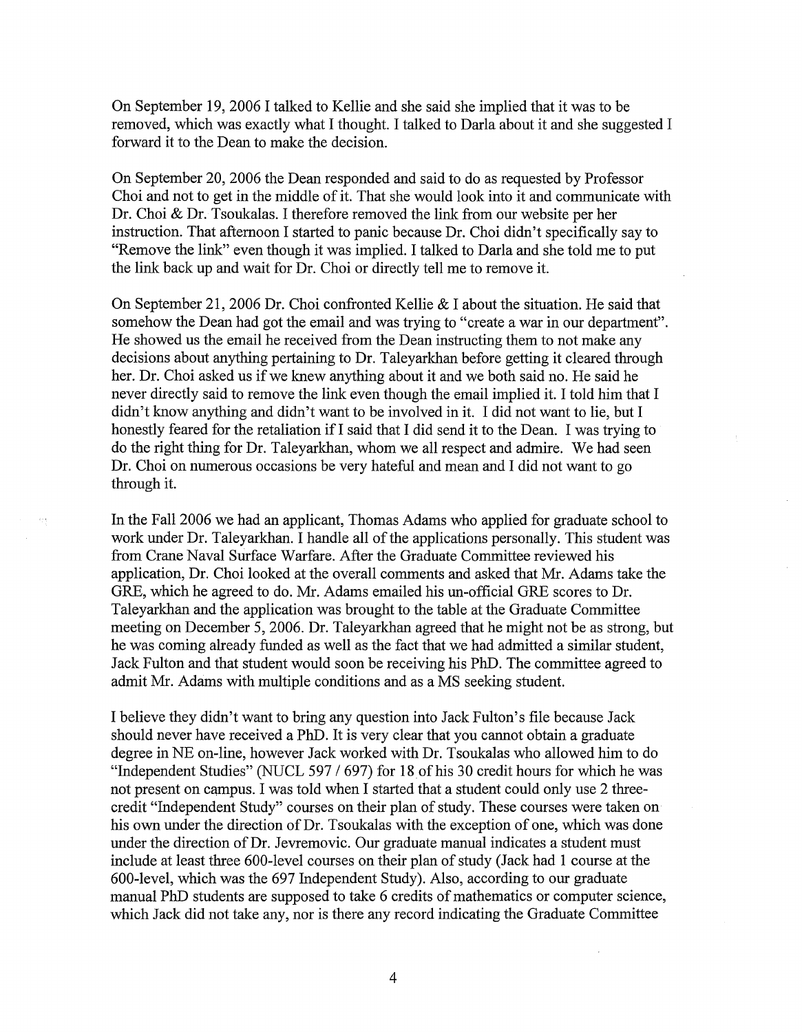On September 19, 2006 I talked to Kellie and she said she implied that it was to be removed, which was exactly what I thought. I talked to Darla about it and she suggested I forward it to the Dean to make the decision.

On September 20, 2006 the Dean responded and said to do as requested by Professor Choi and not to get in the middle of it. That she would look into it and communicate with Dr. Choi & Dr. Tsoukalas. I therefore removed the link from our website per her instruction. That afternoon I started to panic because Dr. Choi didn't specifically say to "Remove the link" even though it was implied. I talked to Darla and she told me to put the link back up and wait for Dr. Choi or directly tell me to remove it.

On September 21, 2006 Dr. Choi confronted Kellie & I about the situation. He said that somehow the Dean had got the email and was trying to "create a war in our department". He showed us the email he received from the Dean instructing them to not make any decisions about anything pertaining to Dr. Taleyarkhan before getting it cleared through her. Dr. Choi asked us if we knew anything about it and we both said no. He said he never directly said to remove the link even though the email implied it. I told him that I didn't know anything and didn't want to be involved in it. I did not want to lie, but I honestly feared for the retaliation if I said that I did send it to the Dean. I was trying to do the right thing for Dr. Taleyarkhan, whom we all respect and admire. We had seen Dr. Choi on numerous occasions be very hateful and mean and I did not want to go through it.

In the Fall 2006 we had an applicant, Thomas Adams who applied for graduate school to work under Dr. Taleyarkhan. I handle all of the applications personally. This student was from Crane Naval Surface Warfare. After the Graduate Committee reviewed his application, Dr. Choi looked at the overall comments and asked that Mr. Adams take the GRE, which he agreed to do. Mr. Adams emailed his un-official GRE scores to Dr. Taleyarkhan and the application was brought to the table at the Graduate Committee meeting on December 5, 2006. Dr. Taleyarkhan agreed that he might not be as strong, but he was coming already funded as well as the fact that we had admitted a similar student, Jack Fulton and that student would soon be receiving his PhD. The committee agreed to admit Mr. Adams with multiple conditions and as a MS seeking student.

I believe they didn't want to bring any question into Jack Fulton's file because Jack should never have received a PhD. It is very clear that you cannot obtain a graduate degree in NE on-line, however Jack worked with Dr. Tsoukalas who allowed him to do "Independent Studies" (NUCL 597 / 697) for 18 of his 30 credit hours for which he was not present on campus. I was told when I started that a student could only use 2 three-credit "Independent Study" courses on their plan of study. These courses were taken on his own under the direction of Dr. Tsoukalas with the exception of one, which was done under the direction of Dr. Jevremovic. Our graduate manual indicates a student must include at least three 600-level courses on their plan of study (Jack had 1 course at the 600-level, which was the 697 Independent Study). Also, according to our graduate manual PhD students are supposed to take 6 credits of mathematics or computer science, which Jack did not take any, nor is there any record indicating the Graduate Committee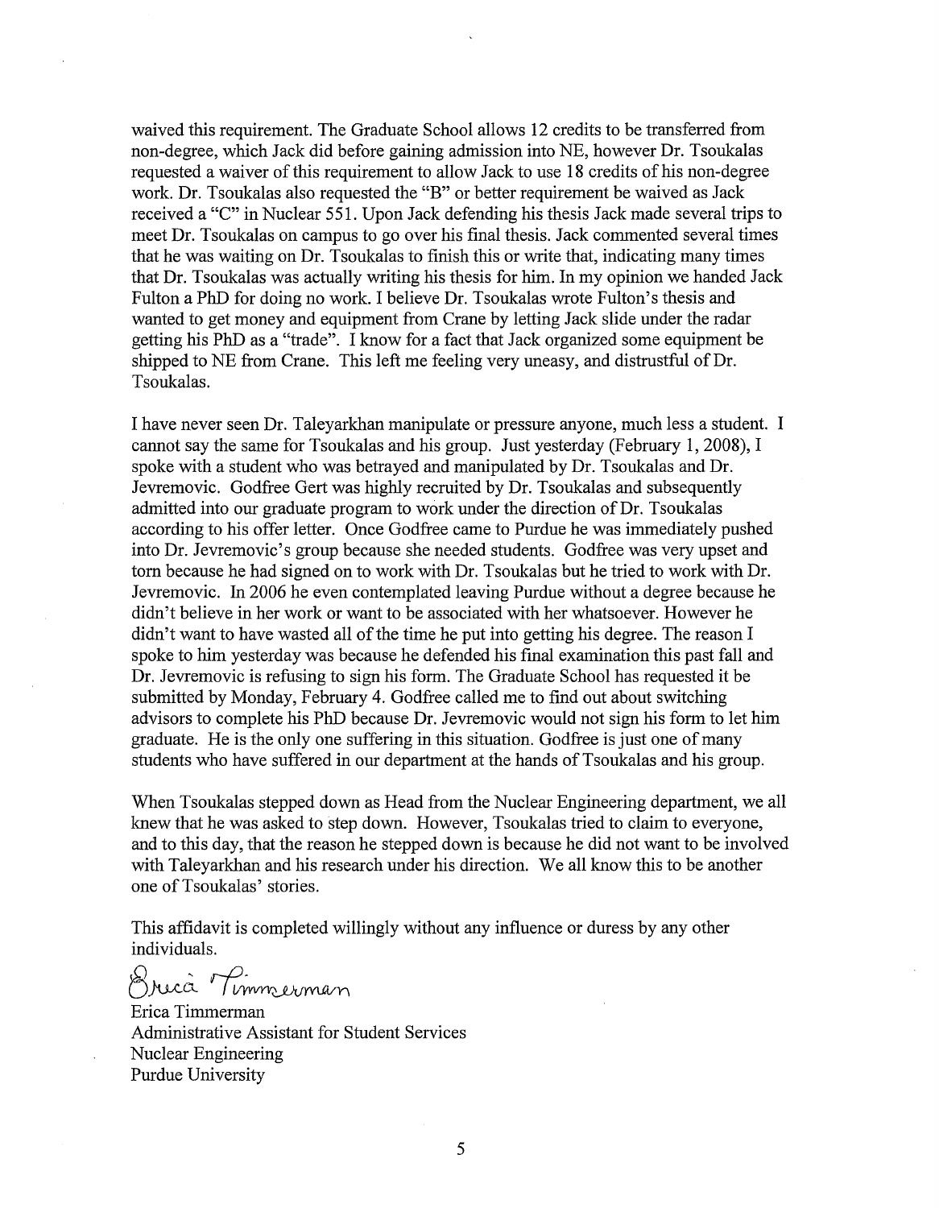waived this requirement. The Graduate School allows 12 credits to be transferred from non-degree, which Jack did before gaining admission into NE, however Dr. Tsoukalas requested a waiver of this requirement to allow Jack to use 18 credits of his non-degree work. Dr. Tsoukalas also requested the "B" or better requirement be waived as Jack received a "C" in Nuclear 551. Upon Jack defending his thesis Jack made several trips to meet Dr. Tsoukalas on campus to go over his final thesis. Jack commented several times that he was waiting on Dr. Tsoukalas to finish this or write that, indicating many times that Dr. Tsoukalas was actually writing his thesis for him. In my opinion we handed Jack Fulton a PhD for doing no work. I believe Dr. Tsoukalas wrote Fulton's thesis and wanted to get money and equipment from Crane by letting Jack slide under the radar getting his PhD as a "trade". I know for a fact that Jack organized some equipment be shipped to NE from Crane. This left me feeling very uneasy, and distrustful of Dr. Tsoukalas.

I have never seen Dr. Taleyarkhan manipulate or pressure anyone, much less a student. I cannot say the same for Tsoukalas and his group. Just yesterday (February 1, 2008), I spoke with a student who was betrayed and manipulated by Dr. Tsoukalas and Dr. Jevremovic. Godfree Gert was highly recruited by Dr. Tsoukalas and subsequently admitted into our graduate program to work under the direction of Dr. Tsoukalas according to his offer letter. Once Godfree came to Purdue he was immediately pushed into Dr. Jevremovic's group because she needed students. Godfree was very upset and torn because he had signed on to work with Dr. Tsoukalas but he tried to work with Dr. Jevremovic. In 2006 he even contemplated leaving Purdue without a degree because he didn't believe in her work or want to be associated with her whatsoever. However he didn't want to have wasted all of the time he put into getting his degree. The reason I spoke to him yesterday was because he defended his final examination this past fall and Dr. Jevremovic is refusing to sign his form. The Graduate School has requested it be submitted by Monday, February 4. Godfree called me to find out about switching advisors to complete his PhD because Dr. Jevremovic would not sign his form to let him graduate. He is the only one suffering in this situation. Godfree is just one of many students who have suffered in our department at the hands of Tsoukalas and his group.

When Tsoukalas stepped down as Head from the Nuclear Engineering department, we all knew that he was asked to step down. However, Tsoukalas tried to claim to everyone, and to this day, that the reason he stepped down is because he did not want to be involved with Taleyarkhan and his research under his direction. We all know this to be another one of Tsoukalas' stories.

This affidavit is completed willingly without any influence or duress by any other individuals.

Erica Timmerman

Erica Timmerman  
Administrative Assistant for Student Services  
Nuclear Engineering  
Purdue University